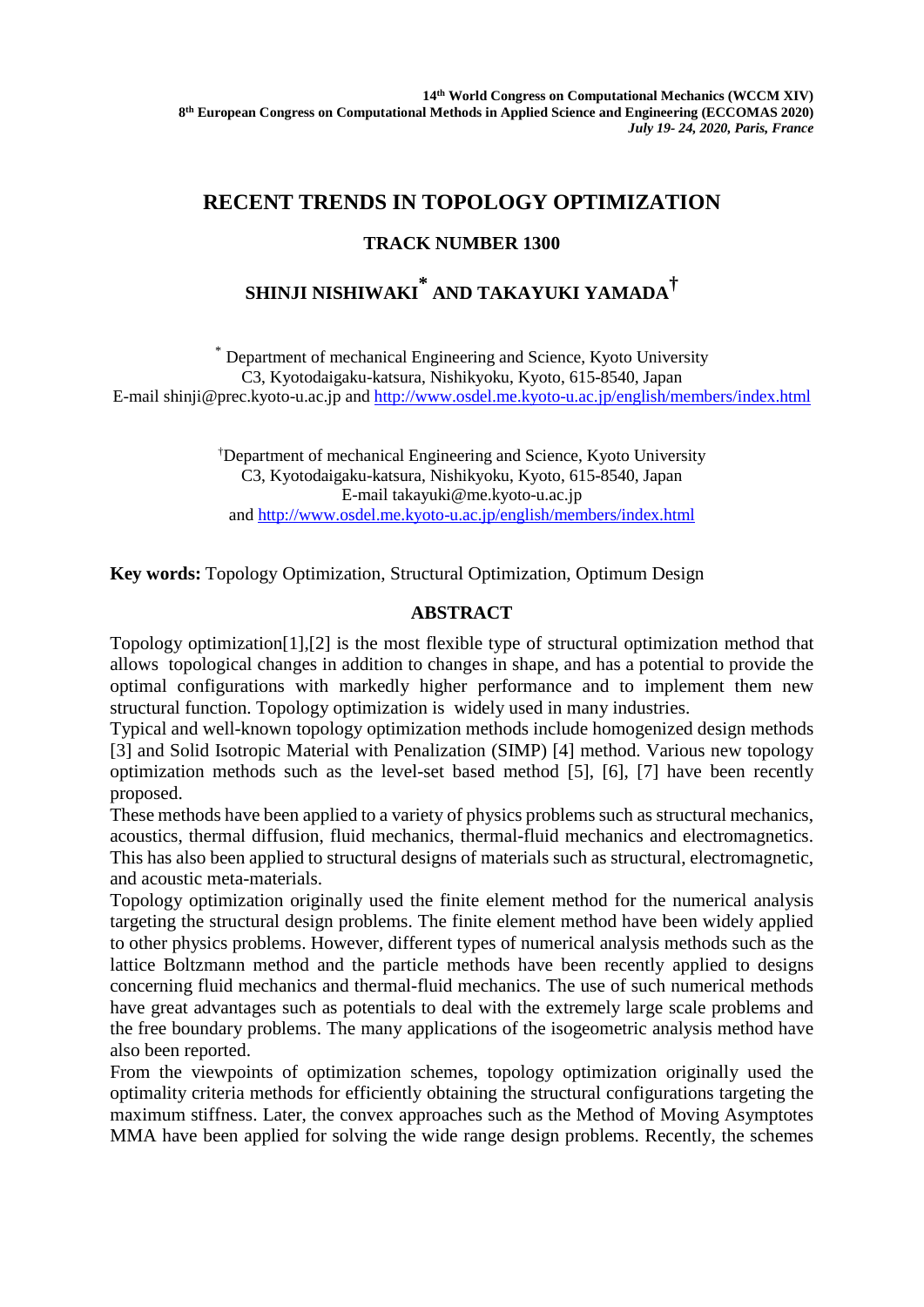**14th World Congress on Computational Mechanics (WCCM XIV)**
**8th European Congress on Computational Methods in Applied Science and Engineering (ECCOMAS 2020)**
***July 19- 24, 2020, Paris, France***

# RECENT TRENDS IN TOPOLOGY OPTIMIZATION

## TRACK NUMBER 1300

### SHINJI NISHIWAKI[*] AND TAKAYUKI YAMADA[†]

[*] Department of mechanical Engineering and Science, Kyoto University
C3, Kyotodaigaku-katsura, Nishikyoku, Kyoto, 615-8540, Japan
E-mail shinji@prec.kyoto-u.ac.jp and http://www.osdel.me.kyoto-u.ac.jp/english/members/index.html

[†]Department of mechanical Engineering and Science, Kyoto University
C3, Kyotodaigaku-katsura, Nishikyoku, Kyoto, 615-8540, Japan
E-mail takayuki@me.kyoto-u.ac.jp
and http://www.osdel.me.kyoto-u.ac.jp/english/members/index.html

**Key words:** Topology Optimization, Structural Optimization, Optimum Design

## ABSTRACT

Topology optimization[1],[2] is the most flexible type of structural optimization method that allows topological changes in addition to changes in shape, and has a potential to provide the optimal configurations with markedly higher performance and to implement them new structural function. Topology optimization is widely used in many industries.

Typical and well-known topology optimization methods include homogenized design methods [3] and Solid Isotropic Material with Penalization (SIMP) [4] method. Various new topology optimization methods such as the level-set based method [5], [6], [7] have been recently proposed.

These methods have been applied to a variety of physics problems such as structural mechanics, acoustics, thermal diffusion, fluid mechanics, thermal-fluid mechanics and electromagnetics. This has also been applied to structural designs of materials such as structural, electromagnetic, and acoustic meta-materials.

Topology optimization originally used the finite element method for the numerical analysis targeting the structural design problems. The finite element method have been widely applied to other physics problems. However, different types of numerical analysis methods such as the lattice Boltzmann method and the particle methods have been recently applied to designs concerning fluid mechanics and thermal-fluid mechanics. The use of such numerical methods have great advantages such as potentials to deal with the extremely large scale problems and the free boundary problems. The many applications of the isogeometric analysis method have also been reported.

From the viewpoints of optimization schemes, topology optimization originally used the optimality criteria methods for efficiently obtaining the structural configurations targeting the maximum stiffness. Later, the convex approaches such as the Method of Moving Asymptotes MMA have been applied for solving the wide range design problems. Recently, the schemes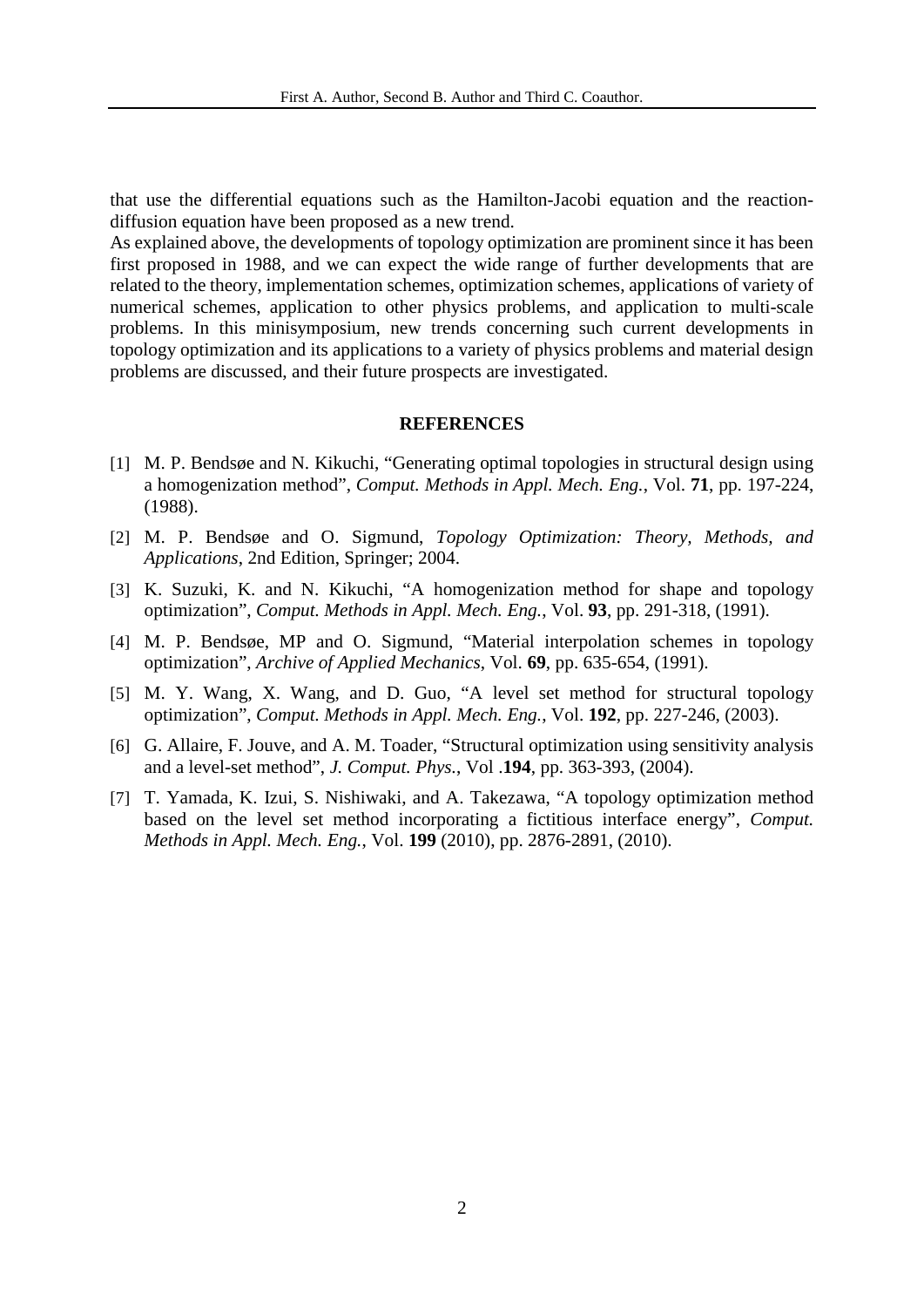that use the differential equations such as the Hamilton-Jacobi equation and the reaction-diffusion equation have been proposed as a new trend.

As explained above, the developments of topology optimization are prominent since it has been first proposed in 1988, and we can expect the wide range of further developments that are related to the theory, implementation schemes, optimization schemes, applications of variety of numerical schemes, application to other physics problems, and application to multi-scale problems. In this minisymposium, new trends concerning such current developments in topology optimization and its applications to a variety of physics problems and material design problems are discussed, and their future prospects are investigated.

## REFERENCES

[1] M. P. Bendsøe and N. Kikuchi, "Generating optimal topologies in structural design using a homogenization method", *Comput. Methods in Appl. Mech. Eng.*, Vol. **71**, pp. 197-224, (1988).

[2] M. P. Bendsøe and O. Sigmund, *Topology Optimization: Theory, Methods, and Applications*, 2nd Edition, Springer; 2004.

[3] K. Suzuki, K. and N. Kikuchi, "A homogenization method for shape and topology optimization", *Comput. Methods in Appl. Mech. Eng.*, Vol. **93**, pp. 291-318, (1991).

[4] M. P. Bendsøe, MP and O. Sigmund, "Material interpolation schemes in topology optimization", *Archive of Applied Mechanics*, Vol. **69**, pp. 635-654, (1991).

[5] M. Y. Wang, X. Wang, and D. Guo, "A level set method for structural topology optimization", *Comput. Methods in Appl. Mech. Eng.*, Vol. **192**, pp. 227-246, (2003).

[6] G. Allaire, F. Jouve, and A. M. Toader, "Structural optimization using sensitivity analysis and a level-set method", *J. Comput. Phys.*, Vol .**194**, pp. 363-393, (2004).

[7] T. Yamada, K. Izui, S. Nishiwaki, and A. Takezawa, "A topology optimization method based on the level set method incorporating a fictitious interface energy", *Comput. Methods in Appl. Mech. Eng.*, Vol. **199** (2010), pp. 2876-2891, (2010).